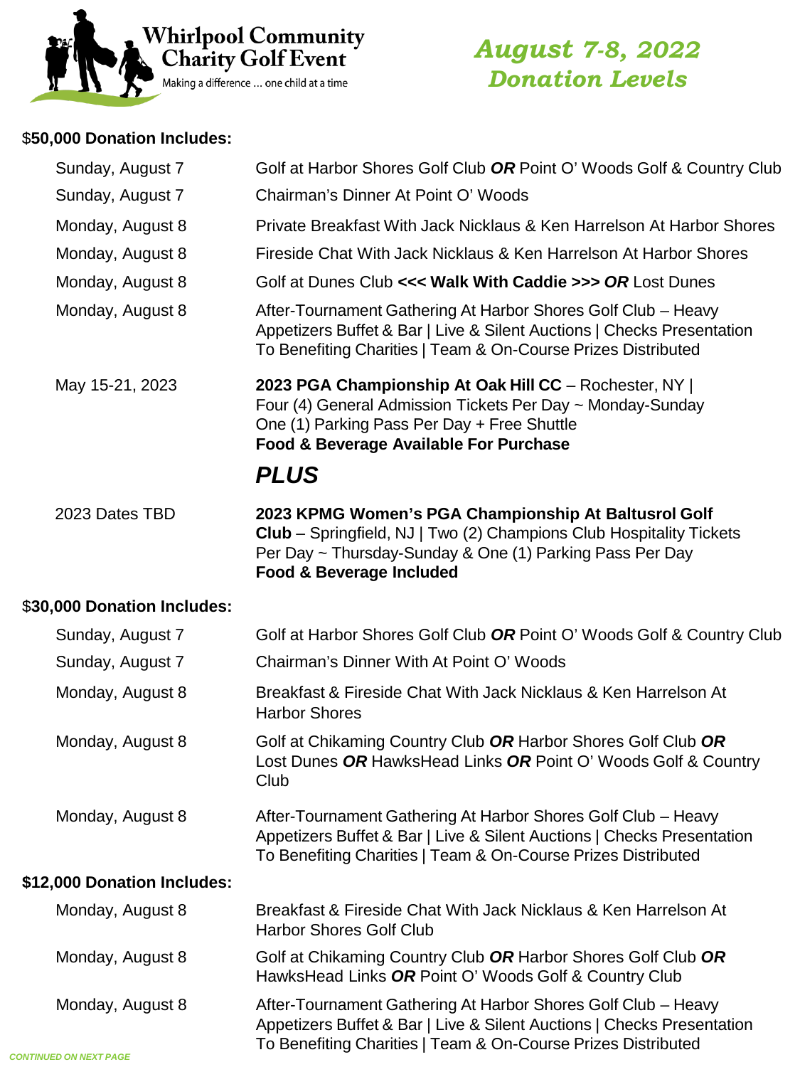# Whirlpool Community Charity Golf Event

Making a difference … one child at a time

## *August 7-8, 2022 Donation Levels*

### $50,000 Donation Includes:

| | |
|---|---|
| Sunday, August 7 | Golf at Harbor Shores Golf Club ***OR*** Point O' Woods Golf & Country Club |
| Sunday, August 7 | Chairman's Dinner At Point O' Woods |
| Monday, August 8 | Private Breakfast With Jack Nicklaus & Ken Harrelson At Harbor Shores |
| Monday, August 8 | Fireside Chat With Jack Nicklaus & Ken Harrelson At Harbor Shores |
| Monday, August 8 | Golf at Dunes Club **<<< Walk With Caddie >>>** ***OR*** Lost Dunes |
| Monday, August 8 | After-Tournament Gathering At Harbor Shores Golf Club – Heavy Appetizers Buffet & Bar \| Live & Silent Auctions \| Checks Presentation To Benefiting Charities \| Team & On-Course Prizes Distributed |
| May 15-21, 2023 | **2023 PGA Championship At Oak Hill CC** – Rochester, NY \| Four (4) General Admission Tickets Per Day ~ Monday-Sunday One (1) Parking Pass Per Day + Free Shuttle **Food & Beverage Available For Purchase** |
| | ***PLUS*** |
| 2023 Dates TBD | **2023 KPMG Women's PGA Championship At Baltusrol Golf Club** – Springfield, NJ \| Two (2) Champions Club Hospitality Tickets Per Day ~ Thursday-Sunday & One (1) Parking Pass Per Day **Food & Beverage Included** |

### $30,000 Donation Includes:

| | |
|---|---|
| Sunday, August 7 | Golf at Harbor Shores Golf Club ***OR*** Point O' Woods Golf & Country Club |
| Sunday, August 7 | Chairman's Dinner With At Point O' Woods |
| Monday, August 8 | Breakfast & Fireside Chat With Jack Nicklaus & Ken Harrelson At Harbor Shores |
| Monday, August 8 | Golf at Chikaming Country Club ***OR*** Harbor Shores Golf Club ***OR*** Lost Dunes ***OR*** HawksHead Links ***OR*** Point O' Woods Golf & Country Club |
| Monday, August 8 | After-Tournament Gathering At Harbor Shores Golf Club – Heavy Appetizers Buffet & Bar \| Live & Silent Auctions \| Checks Presentation To Benefiting Charities \| Team & On-Course Prizes Distributed |

### $12,000 Donation Includes:

| | |
|---|---|
| Monday, August 8 | Breakfast & Fireside Chat With Jack Nicklaus & Ken Harrelson At Harbor Shores Golf Club |
| Monday, August 8 | Golf at Chikaming Country Club ***OR*** Harbor Shores Golf Club ***OR*** HawksHead Links ***OR*** Point O' Woods Golf & Country Club |
| Monday, August 8 | After-Tournament Gathering At Harbor Shores Golf Club – Heavy Appetizers Buffet & Bar \| Live & Silent Auctions \| Checks Presentation To Benefiting Charities \| Team & On-Course Prizes Distributed |

***CONTINUED ON NEXT PAGE***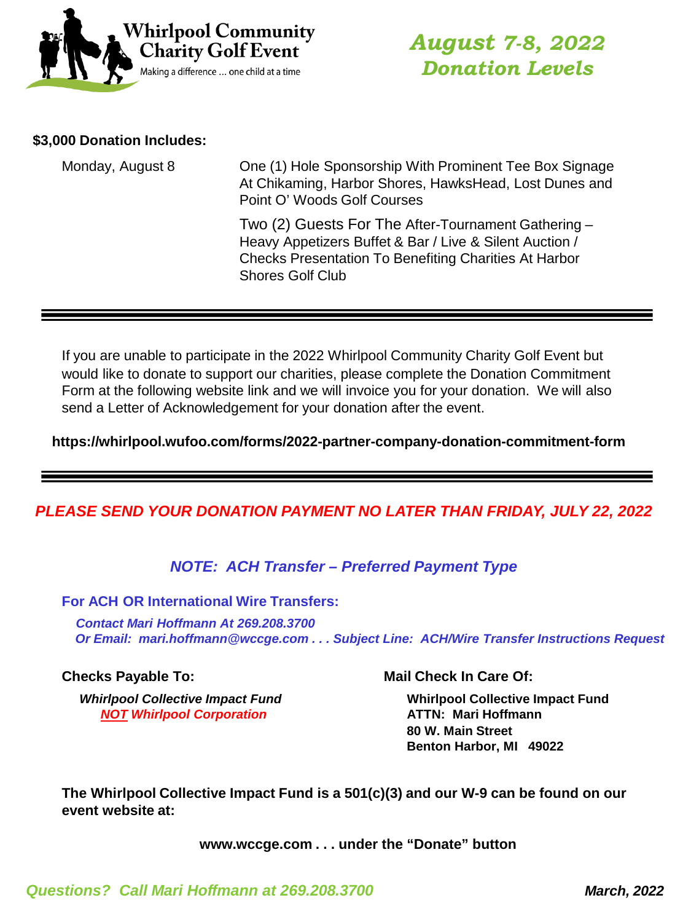**Whirlpool Community Charity Golf Event**
Making a difference ... one child at a time

# *August 7-8, 2022 Donation Levels*

**$3,000 Donation Includes:**

| | |
|---|---|
| Monday, August 8 | One (1) Hole Sponsorship With Prominent Tee Box Signage At Chikaming, Harbor Shores, HawksHead, Lost Dunes and Point O' Woods Golf Courses |
| | Two (2) Guests For The After-Tournament Gathering – Heavy Appetizers Buffet & Bar / Live & Silent Auction / Checks Presentation To Benefiting Charities At Harbor Shores Golf Club |

---

If you are unable to participate in the 2022 Whirlpool Community Charity Golf Event but would like to donate to support our charities, please complete the Donation Commitment Form at the following website link and we will invoice you for your donation. We will also send a Letter of Acknowledgement for your donation after the event.

**https://whirlpool.wufoo.com/forms/2022-partner-company-donation-commitment-form**

---

***PLEASE SEND YOUR DONATION PAYMENT NO LATER THAN FRIDAY, JULY 22, 2022***

***NOTE: ACH Transfer – Preferred Payment Type***

**For ACH OR International Wire Transfers:**

***Contact Mari Hoffmann At 269.208.3700***
***Or Email: mari.hoffmann@wccge.com . . . Subject Line: ACH/Wire Transfer Instructions Request***

**Checks Payable To:**

***Whirlpool Collective Impact Fund***
***NOT Whirlpool Corporation***

**Mail Check In Care Of:**

**Whirlpool Collective Impact Fund**
**ATTN: Mari Hoffmann**
**80 W. Main Street**
**Benton Harbor, MI 49022**

**The Whirlpool Collective Impact Fund is a 501(c)(3) and our W-9 can be found on our event website at:**

**www.wccge.com . . . under the "Donate" button**

***Questions? Call Mari Hoffmann at 269.208.3700***

***March, 2022***